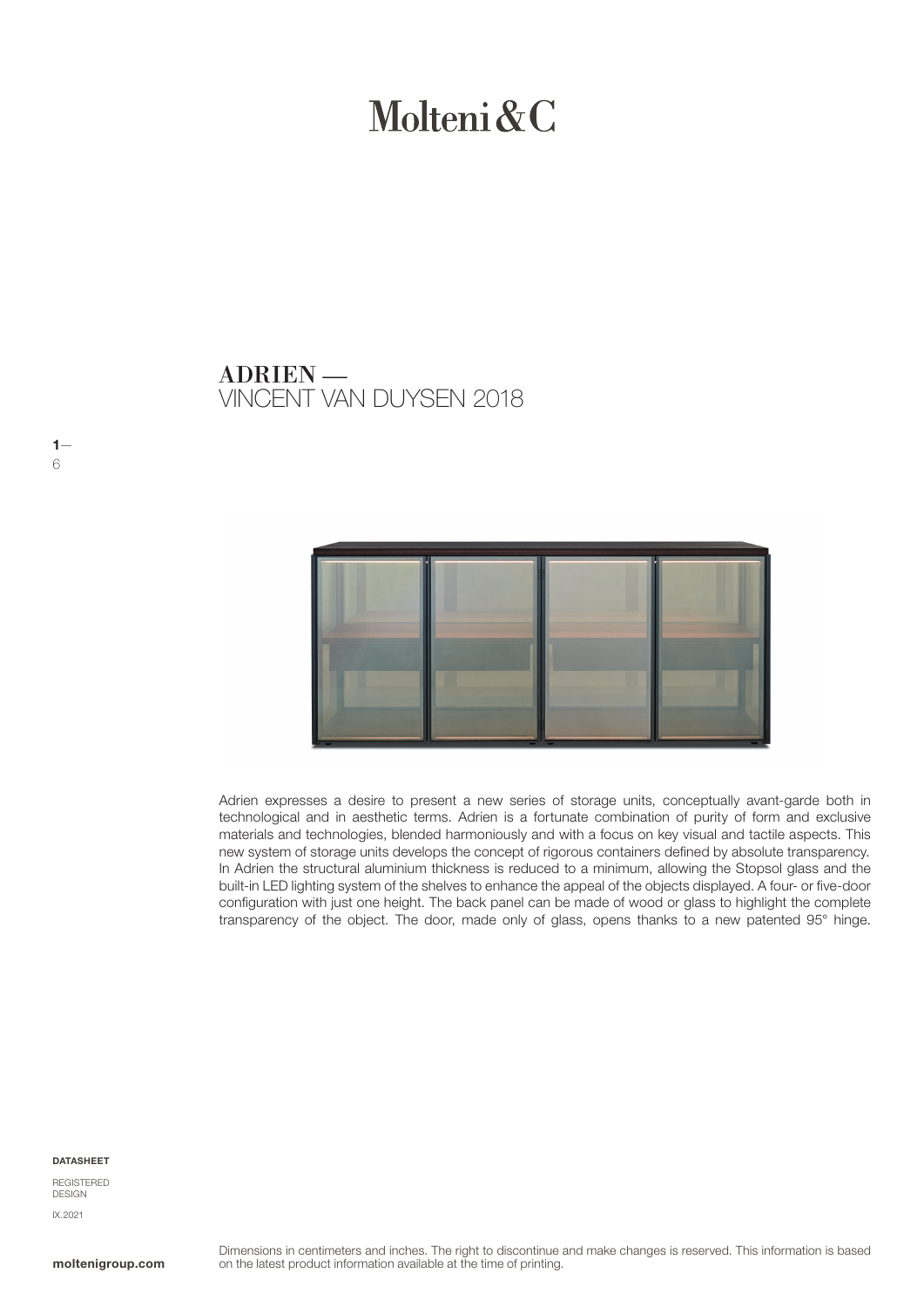Molteni&C

# ADRIEN —
VINCENT VAN DUYSEN 2018

Adrien expresses a desire to present a new series of storage units, conceptually avant-garde both in technological and in aesthetic terms. Adrien is a fortunate combination of purity of form and exclusive materials and technologies, blended harmoniously and with a focus on key visual and tactile aspects. This new system of storage units develops the concept of rigorous containers defined by absolute transparency. In Adrien the structural aluminium thickness is reduced to a minimum, allowing the Stopsol glass and the built-in LED lighting system of the shelves to enhance the appeal of the objects displayed. A four- or five-door configuration with just one height. The back panel can be made of wood or glass to highlight the complete transparency of the object. The door, made only of glass, opens thanks to a new patented 95° hinge.

**DATASHEET**

REGISTERED DESIGN

IX.2021

**moltenigroup.com**

Dimensions in centimeters and inches. The right to discontinue and make changes is reserved. This information is based on the latest product information available at the time of printing.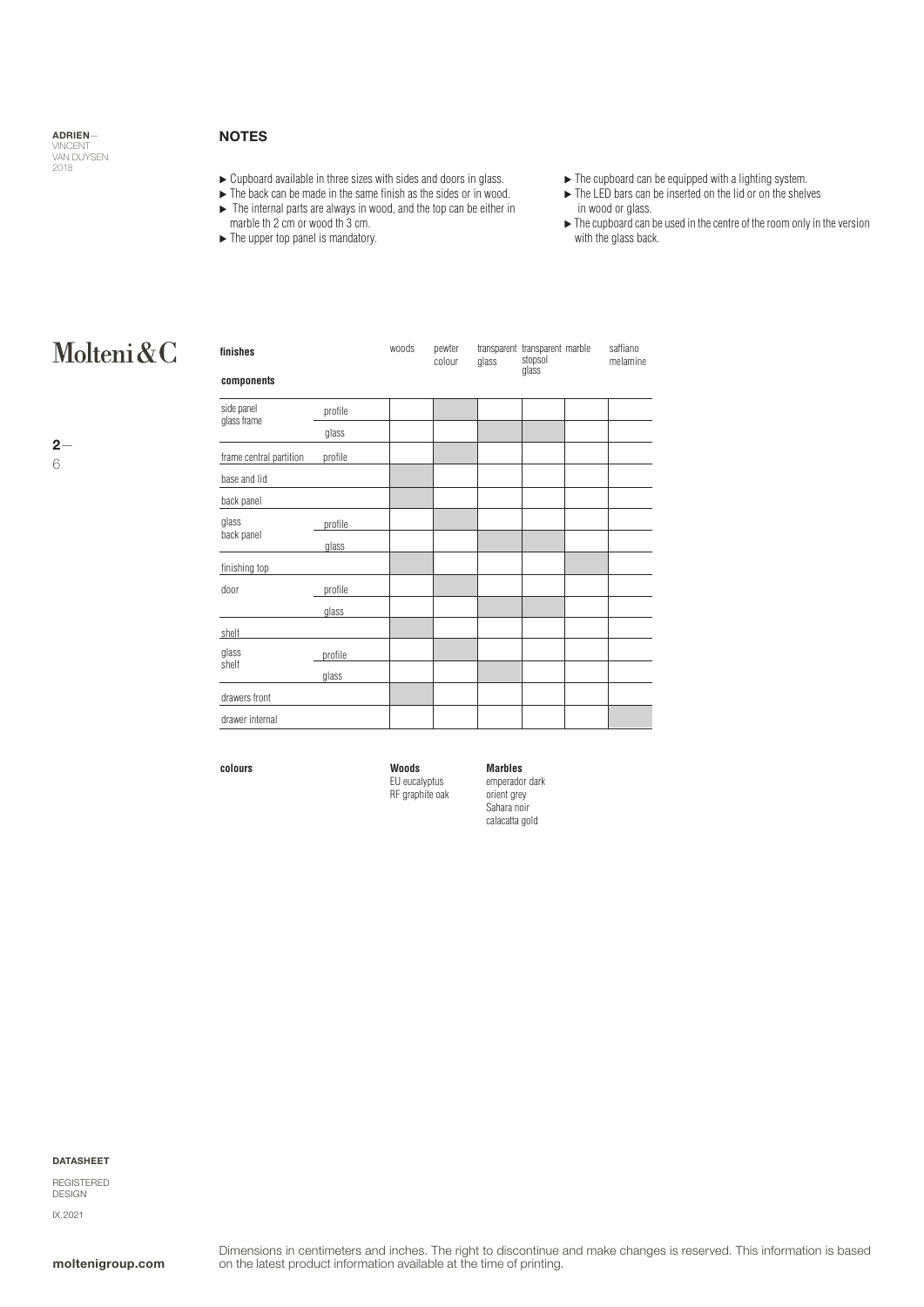ADRIEN— VINCENT VAN DUYSEN 2018

## NOTES

- ▶ Cupboard available in three sizes with sides and doors in glass.
- ▶ The back can be made in the same finish as the sides or in wood.
- ▶ The internal parts are always in wood, and the top can be either in marble th 2 cm or wood th 3 cm.
- ▶ The upper top panel is mandatory.
- ▶ The cupboard can be equipped with a lighting system.
- ▶ The LED bars can be inserted on the lid or on the shelves in wood or glass.
- ▶ The cupboard can be used in the centre of the room only in the version with the glass back.

Molteni&C

| finishes / components | | woods | pewter colour | transparent glass | transparent stopsol glass | marble | saffiano melamine |
|---|---|---|---|---|---|---|---|
| side panel glass frame | profile | | ■ | | | | |
| | glass | | | ■ | ■ | | |
| frame central partition | profile | | ■ | | | | |
| base and lid | | ■ | | | | | |
| back panel | | ■ | | | | | |
| glass back panel | profile | | ■ | | | | |
| | glass | | | ■ | ■ | | |
| finishing top | | ■ | | | | ■ | |
| door | profile | | ■ | | | | |
| | glass | | | ■ | ■ | | |
| shelf | | ■ | | | | | |
| glass shelf | profile | | ■ | | | | |
| | glass | | | ■ | | | |
| drawers front | | ■ | | | | | |
| drawer internal | | | | | | | ■ |

**colours**

**Woods**
EU eucalyptus
RF graphite oak

**Marbles**
emperador dark
orient grey
Sahara noir
calacatta gold

DATASHEET

REGISTERED DESIGN

IX.2021

moltenigroup.com

Dimensions in centimeters and inches. The right to discontinue and make changes is reserved. This information is based on the latest product information available at the time of printing.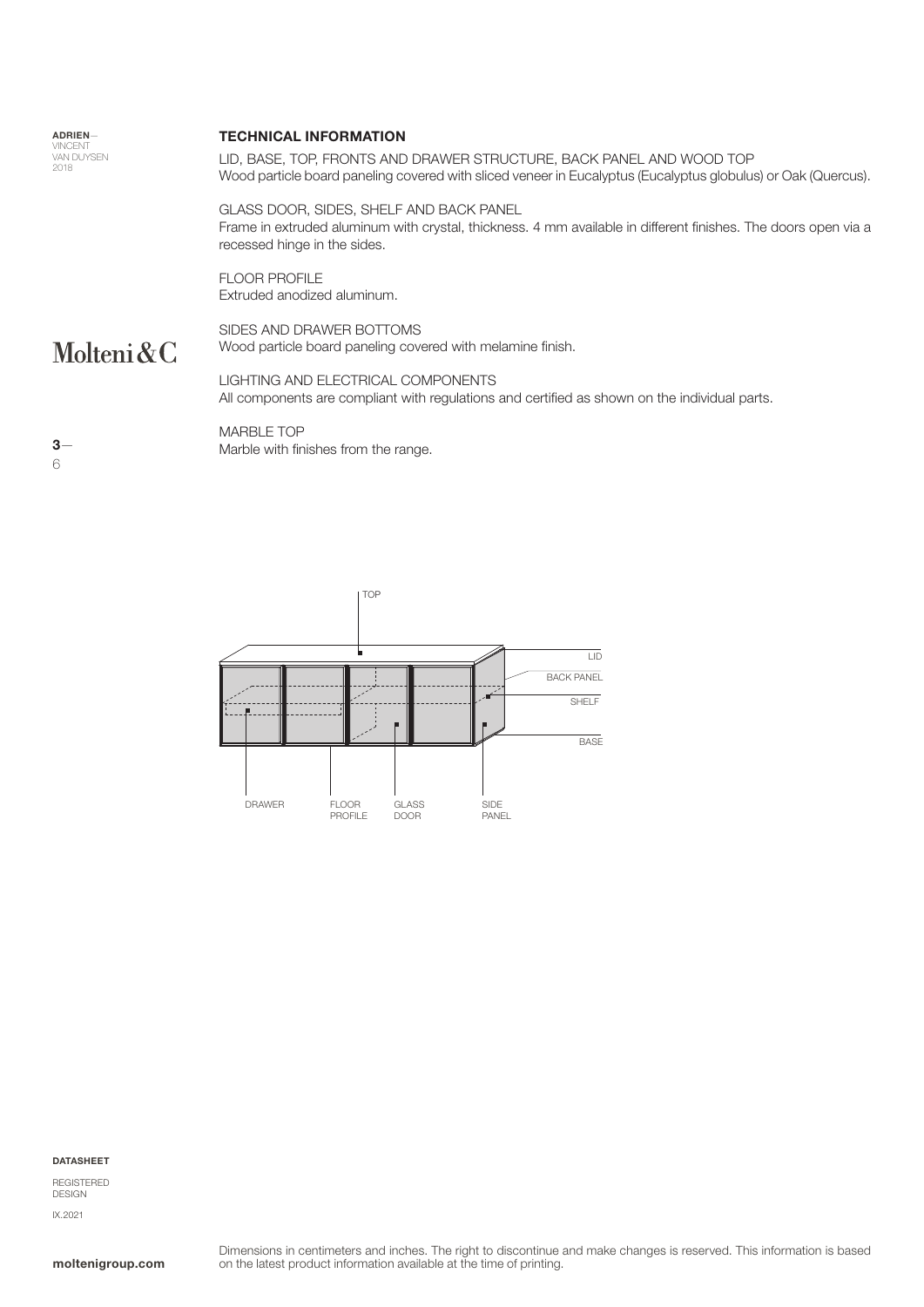## TECHNICAL INFORMATION

LID, BASE, TOP, FRONTS AND DRAWER STRUCTURE, BACK PANEL AND WOOD TOP
Wood particle board paneling covered with sliced veneer in Eucalyptus (Eucalyptus globulus) or Oak (Quercus).

GLASS DOOR, SIDES, SHELF AND BACK PANEL
Frame in extruded aluminum with crystal, thickness. 4 mm available in different finishes. The doors open via a recessed hinge in the sides.

FLOOR PROFILE
Extruded anodized aluminum.

SIDES AND DRAWER BOTTOMS
Wood particle board paneling covered with melamine finish.

LIGHTING AND ELECTRICAL COMPONENTS
All components are compliant with regulations and certified as shown on the individual parts.

MARBLE TOP
Marble with finishes from the range.

TOP

LID

BACK PANEL

SHELF

BASE

DRAWER

FLOOR PROFILE

GLASS DOOR

SIDE PANEL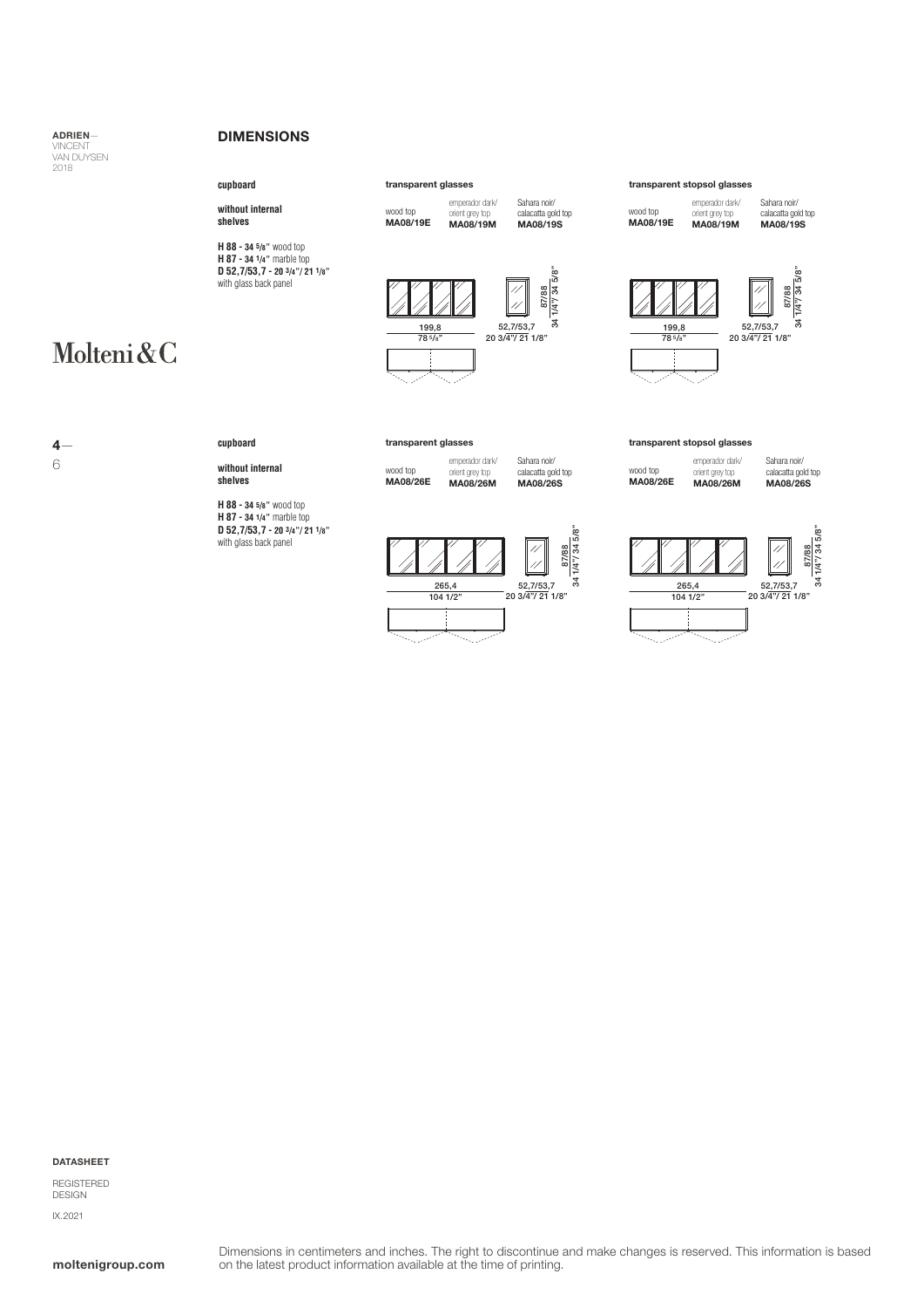ADRIEN—
VINCENT
VAN DUYSEN
2018

## DIMENSIONS

Molteni&C

### cupboard

**without internal shelves**

**H 88 - 34 5/8"** wood top
**H 87 - 34 1/4"** marble top
**D 52,7/53,7 - 20 3/4"/ 21 1/8"**
with glass back panel

**transparent glasses**

| wood top | emperador dark/ orient grey top | Sahara noir/ calacatta gold top |
|---|---|---|
| **MA08/19E** | **MA08/19M** | **MA08/19S** |

199,8
78 5/8"

52,7/53,7
20 3/4"/ 21 1/8"

87/88
34 1/4"/ 34 5/8"

**transparent stopsol glasses**

| wood top | emperador dark/ orient grey top | Sahara noir/ calacatta gold top |
|---|---|---|
| **MA08/19E** | **MA08/19M** | **MA08/19S** |

199,8
78 5/8"

52,7/53,7
20 3/4"/ 21 1/8"

87/88
34 1/4"/ 34 5/8"

### cupboard

**without internal shelves**

**H 88 - 34 5/8"** wood top
**H 87 - 34 1/4"** marble top
**D 52,7/53,7 - 20 3/4"/ 21 1/8"**
with glass back panel

**transparent glasses**

| wood top | emperador dark/ orient grey top | Sahara noir/ calacatta gold top |
|---|---|---|
| **MA08/26E** | **MA08/26M** | **MA08/26S** |

265,4
104 1/2"

52,7/53,7
20 3/4"/ 21 1/8"

87/88
34 1/4"/ 34 5/8"

**transparent stopsol glasses**

| wood top | emperador dark/ orient grey top | Sahara noir/ calacatta gold top |
|---|---|---|
| **MA08/26E** | **MA08/26M** | **MA08/26S** |

265,4
104 1/2"

52,7/53,7
20 3/4"/ 21 1/8"

87/88
34 1/4"/ 34 5/8"

**DATASHEET**

REGISTERED
DESIGN

IX.2021

**moltenigroup.com**

Dimensions in centimeters and inches. The right to discontinue and make changes is reserved. This information is based on the latest product information available at the time of printing.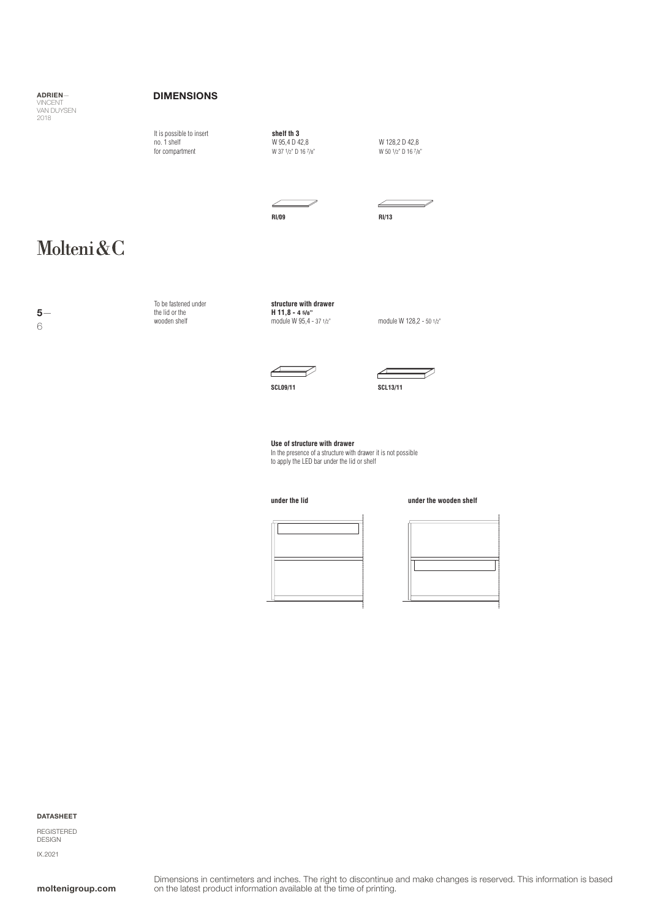ADRIEN—
VINCENT
VAN DUYSEN
2018

## DIMENSIONS

It is possible to insert no. 1 shelf for compartment

**shelf th 3**

| | |
|---|---|
| W 95,4 D 42,8 | W 128,2 D 42,8 |
| W 37 1/2" D 16 7/8" | W 50 1/2" D 16 7/8" |
| **RI/09** | **RI/13** |

Molteni&C

To be fastened under the lid or the wooden shelf

**structure with drawer**
**H 11,8 - 4 5/8"**

| | |
|---|---|
| module W 95,4 - 37 1/2" | module W 128,2 - 50 1/2" |
| **SCL09/11** | **SCL13/11** |

**Use of structure with drawer**
In the presence of a structure with drawer it is not possible to apply the LED bar under the lid or shelf

**under the lid** | **under the wooden shelf**

**DATASHEET**

REGISTERED DESIGN

IX.2021

**moltenigroup.com**

Dimensions in centimeters and inches. The right to discontinue and make changes is reserved. This information is based on the latest product information available at the time of printing.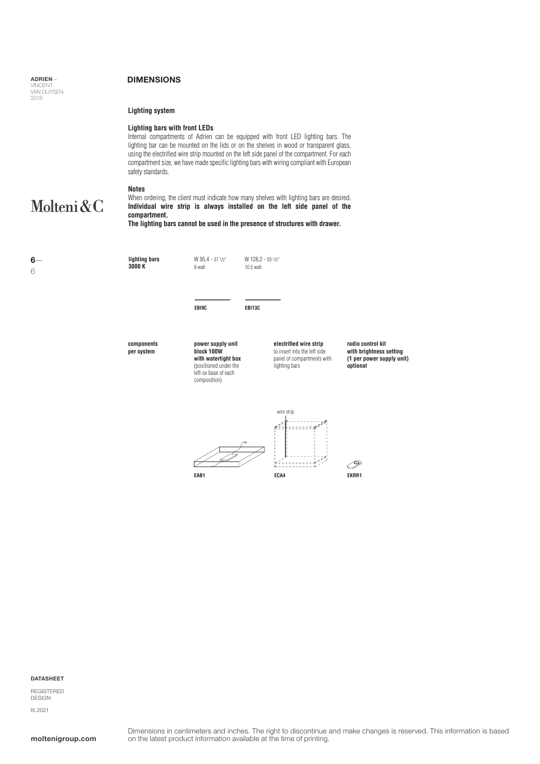## DIMENSIONS

### Lighting system

**Lighting bars with front LEDs**

Internal compartments of Adrien can be equipped with front LED lighting bars. The lighting bar can be mounted on the lids or on the shelves in wood or transparent glass, using the electrified wire strip mounted on the left side panel of the compartment. For each compartment size, we have made specific lighting bars with wiring compliant with European safety standards.

**Notes**

When ordering, the client must indicate how many shelves with lighting bars are desired.
**Individual wire strip is always installed on the left side panel of the compartment.**
**The lighting bars cannot be used in the presence of structures with drawer.**

| | | |
|---|---|---|
| **lighting bars 3000 K** | W 95,4 - 37 1/2" 8 watt | W 128,2 - 50 1/2" 10,5 watt |
| | **EBI9C** | **EBI13C** |

| | | | |
|---|---|---|---|
| **components per system** | **power supply unit block 100W with watertight box** (positioned under the left-sx base of each composition) | **electrified wire strip** to insert into the left side panel of compartments with lighting bars | **radio control kit with brightness setting (1 per power supply unit) optional** |
| | **EAB1** | **ECA4** | **EKRR1** |

wire strip

Dimensions in centimeters and inches. The right to discontinue and make changes is reserved. This information is based on the latest product information available at the time of printing.